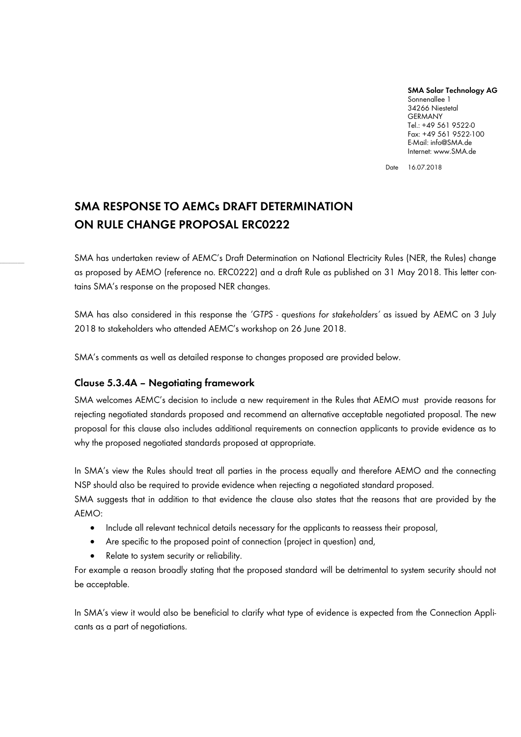**SMA Solar Technology AG**
Sonnenallee 1
34266 Niestetal
GERMANY
Tel.: +49 561 9522-0
Fax: +49 561 9522-100
E-Mail: info@SMA.de
Internet: www.SMA.de

Date 16.07.2018

# SMA RESPONSE TO AEMCs DRAFT DETERMINATION ON RULE CHANGE PROPOSAL ERC0222

SMA has undertaken review of AEMC's Draft Determination on National Electricity Rules (NER, the Rules) change as proposed by AEMO (reference no. ERC0222) and a draft Rule as published on 31 May 2018. This letter contains SMA's response on the proposed NER changes.

SMA has also considered in this response the *'GTPS - questions for stakeholders'* as issued by AEMC on 3 July 2018 to stakeholders who attended AEMC's workshop on 26 June 2018.

SMA's comments as well as detailed response to changes proposed are provided below.

## Clause 5.3.4A – Negotiating framework

SMA welcomes AEMC's decision to include a new requirement in the Rules that AEMO must provide reasons for rejecting negotiated standards proposed and recommend an alternative acceptable negotiated proposal. The new proposal for this clause also includes additional requirements on connection applicants to provide evidence as to why the proposed negotiated standards proposed at appropriate.

In SMA's view the Rules should treat all parties in the process equally and therefore AEMO and the connecting NSP should also be required to provide evidence when rejecting a negotiated standard proposed.

SMA suggests that in addition to that evidence the clause also states that the reasons that are provided by the AEMO:

- Include all relevant technical details necessary for the applicants to reassess their proposal,
- Are specific to the proposed point of connection (project in question) and,
- Relate to system security or reliability.

For example a reason broadly stating that the proposed standard will be detrimental to system security should not be acceptable.

In SMA's view it would also be beneficial to clarify what type of evidence is expected from the Connection Applicants as a part of negotiations.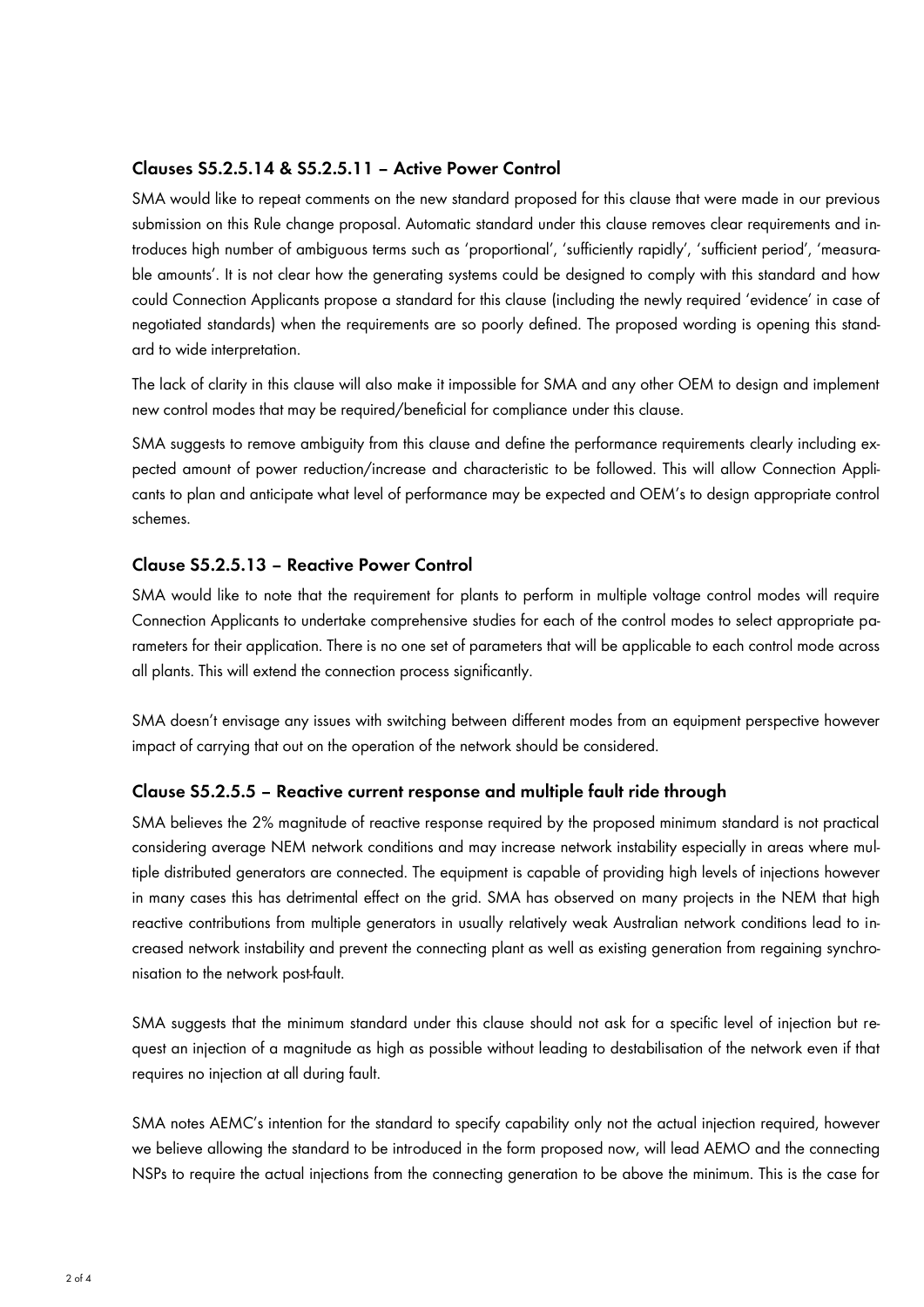## Clauses S5.2.5.14 & S5.2.5.11 – Active Power Control

SMA would like to repeat comments on the new standard proposed for this clause that were made in our previous submission on this Rule change proposal. Automatic standard under this clause removes clear requirements and introduces high number of ambiguous terms such as 'proportional', 'sufficiently rapidly', 'sufficient period', 'measurable amounts'. It is not clear how the generating systems could be designed to comply with this standard and how could Connection Applicants propose a standard for this clause (including the newly required 'evidence' in case of negotiated standards) when the requirements are so poorly defined. The proposed wording is opening this standard to wide interpretation.

The lack of clarity in this clause will also make it impossible for SMA and any other OEM to design and implement new control modes that may be required/beneficial for compliance under this clause.

SMA suggests to remove ambiguity from this clause and define the performance requirements clearly including expected amount of power reduction/increase and characteristic to be followed. This will allow Connection Applicants to plan and anticipate what level of performance may be expected and OEM's to design appropriate control schemes.

## Clause S5.2.5.13 – Reactive Power Control

SMA would like to note that the requirement for plants to perform in multiple voltage control modes will require Connection Applicants to undertake comprehensive studies for each of the control modes to select appropriate parameters for their application. There is no one set of parameters that will be applicable to each control mode across all plants. This will extend the connection process significantly.

SMA doesn't envisage any issues with switching between different modes from an equipment perspective however impact of carrying that out on the operation of the network should be considered.

## Clause S5.2.5.5 – Reactive current response and multiple fault ride through

SMA believes the 2% magnitude of reactive response required by the proposed minimum standard is not practical considering average NEM network conditions and may increase network instability especially in areas where multiple distributed generators are connected. The equipment is capable of providing high levels of injections however in many cases this has detrimental effect on the grid. SMA has observed on many projects in the NEM that high reactive contributions from multiple generators in usually relatively weak Australian network conditions lead to increased network instability and prevent the connecting plant as well as existing generation from regaining synchronisation to the network post-fault.

SMA suggests that the minimum standard under this clause should not ask for a specific level of injection but request an injection of a magnitude as high as possible without leading to destabilisation of the network even if that requires no injection at all during fault.

SMA notes AEMC's intention for the standard to specify capability only not the actual injection required, however we believe allowing the standard to be introduced in the form proposed now, will lead AEMO and the connecting NSPs to require the actual injections from the connecting generation to be above the minimum. This is the case for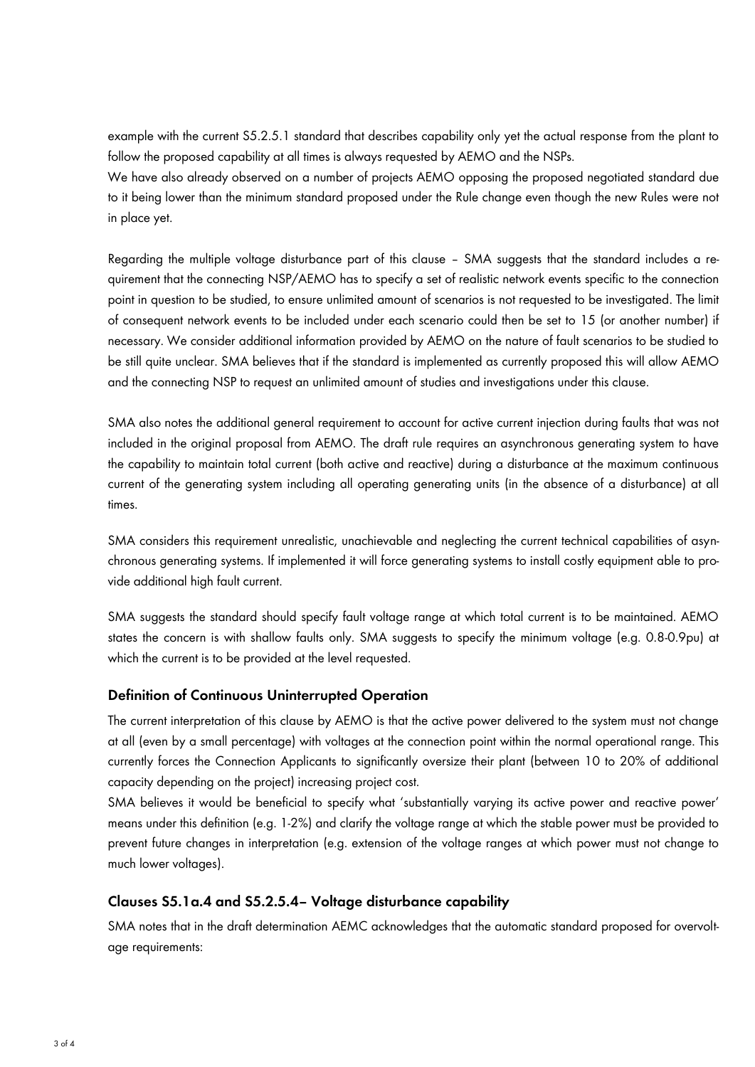example with the current S5.2.5.1 standard that describes capability only yet the actual response from the plant to follow the proposed capability at all times is always requested by AEMO and the NSPs.
We have also already observed on a number of projects AEMO opposing the proposed negotiated standard due to it being lower than the minimum standard proposed under the Rule change even though the new Rules were not in place yet.

Regarding the multiple voltage disturbance part of this clause – SMA suggests that the standard includes a requirement that the connecting NSP/AEMO has to specify a set of realistic network events specific to the connection point in question to be studied, to ensure unlimited amount of scenarios is not requested to be investigated. The limit of consequent network events to be included under each scenario could then be set to 15 (or another number) if necessary. We consider additional information provided by AEMO on the nature of fault scenarios to be studied to be still quite unclear. SMA believes that if the standard is implemented as currently proposed this will allow AEMO and the connecting NSP to request an unlimited amount of studies and investigations under this clause.

SMA also notes the additional general requirement to account for active current injection during faults that was not included in the original proposal from AEMO. The draft rule requires an asynchronous generating system to have the capability to maintain total current (both active and reactive) during a disturbance at the maximum continuous current of the generating system including all operating generating units (in the absence of a disturbance) at all times.

SMA considers this requirement unrealistic, unachievable and neglecting the current technical capabilities of asynchronous generating systems. If implemented it will force generating systems to install costly equipment able to provide additional high fault current.

SMA suggests the standard should specify fault voltage range at which total current is to be maintained. AEMO states the concern is with shallow faults only. SMA suggests to specify the minimum voltage (e.g. 0.8-0.9pu) at which the current is to be provided at the level requested.

### Definition of Continuous Uninterrupted Operation

The current interpretation of this clause by AEMO is that the active power delivered to the system must not change at all (even by a small percentage) with voltages at the connection point within the normal operational range. This currently forces the Connection Applicants to significantly oversize their plant (between 10 to 20% of additional capacity depending on the project) increasing project cost.
SMA believes it would be beneficial to specify what 'substantially varying its active power and reactive power' means under this definition (e.g. 1-2%) and clarify the voltage range at which the stable power must be provided to prevent future changes in interpretation (e.g. extension of the voltage ranges at which power must not change to much lower voltages).

### Clauses S5.1a.4 and S5.2.5.4– Voltage disturbance capability

SMA notes that in the draft determination AEMC acknowledges that the automatic standard proposed for overvoltage requirements: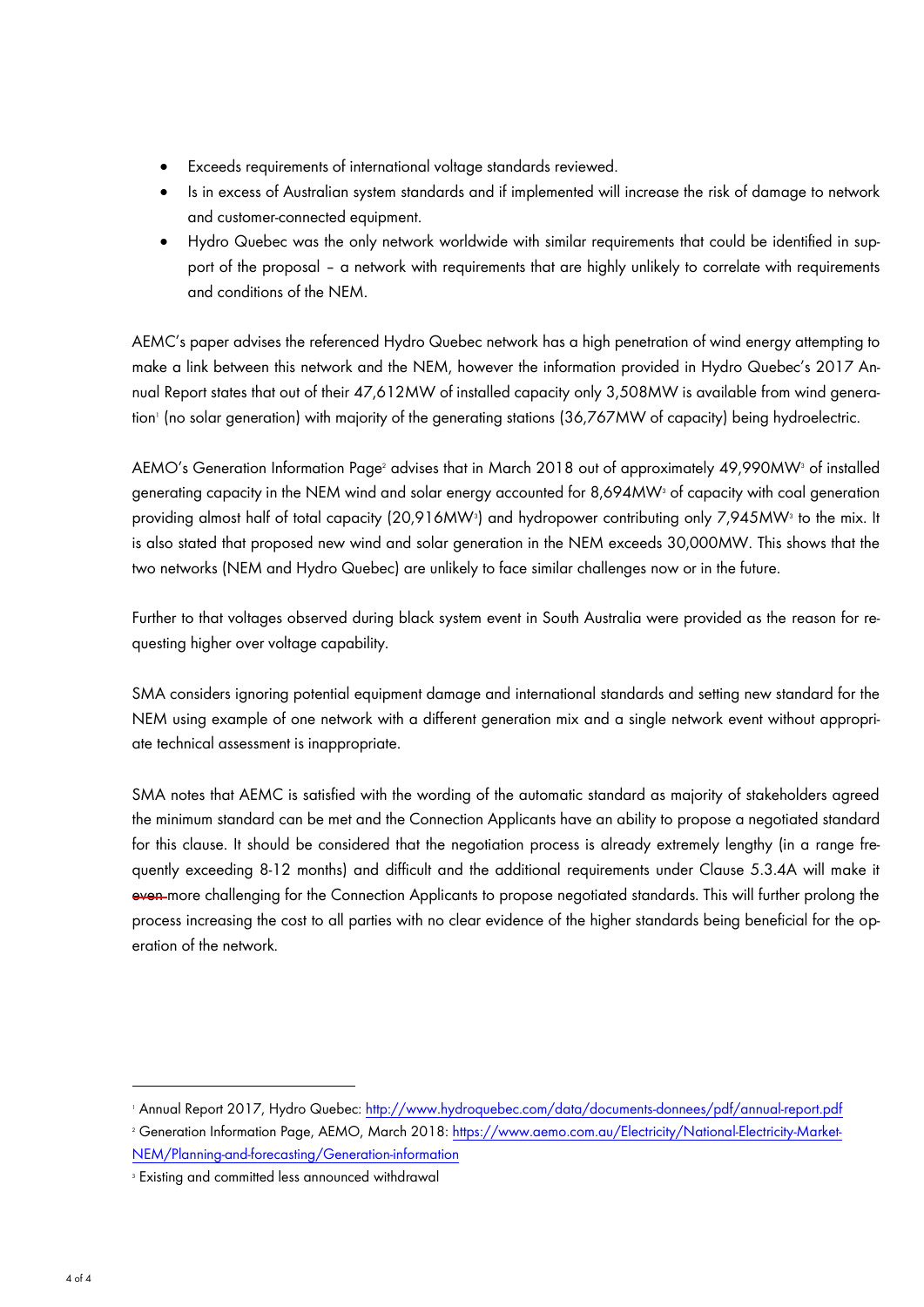- Exceeds requirements of international voltage standards reviewed.
- Is in excess of Australian system standards and if implemented will increase the risk of damage to network and customer-connected equipment.
- Hydro Quebec was the only network worldwide with similar requirements that could be identified in support of the proposal – a network with requirements that are highly unlikely to correlate with requirements and conditions of the NEM.

AEMC's paper advises the referenced Hydro Quebec network has a high penetration of wind energy attempting to make a link between this network and the NEM, however the information provided in Hydro Quebec's 2017 Annual Report states that out of their 47,612MW of installed capacity only 3,508MW is available from wind generation[1] (no solar generation) with majority of the generating stations (36,767MW of capacity) being hydroelectric.

AEMO's Generation Information Page[2] advises that in March 2018 out of approximately 49,990MW[3] of installed generating capacity in the NEM wind and solar energy accounted for 8,694MW[3] of capacity with coal generation providing almost half of total capacity (20,916MW[3]) and hydropower contributing only 7,945MW[3] to the mix. It is also stated that proposed new wind and solar generation in the NEM exceeds 30,000MW. This shows that the two networks (NEM and Hydro Quebec) are unlikely to face similar challenges now or in the future.

Further to that voltages observed during black system event in South Australia were provided as the reason for requesting higher over voltage capability.

SMA considers ignoring potential equipment damage and international standards and setting new standard for the NEM using example of one network with a different generation mix and a single network event without appropriate technical assessment is inappropriate.

SMA notes that AEMC is satisfied with the wording of the automatic standard as majority of stakeholders agreed the minimum standard can be met and the Connection Applicants have an ability to propose a negotiated standard for this clause. It should be considered that the negotiation process is already extremely lengthy (in a range frequently exceeding 8-12 months) and difficult and the additional requirements under Clause 5.3.4A will make it ~~even~~ more challenging for the Connection Applicants to propose negotiated standards. This will further prolong the process increasing the cost to all parties with no clear evidence of the higher standards being beneficial for the operation of the network.

---

[1] Annual Report 2017, Hydro Quebec: http://www.hydroquebec.com/data/documents-donnees/pdf/annual-report.pdf

[2] Generation Information Page, AEMO, March 2018: https://www.aemo.com.au/Electricity/National-Electricity-Market-NEM/Planning-and-forecasting/Generation-information

[3] Existing and committed less announced withdrawal